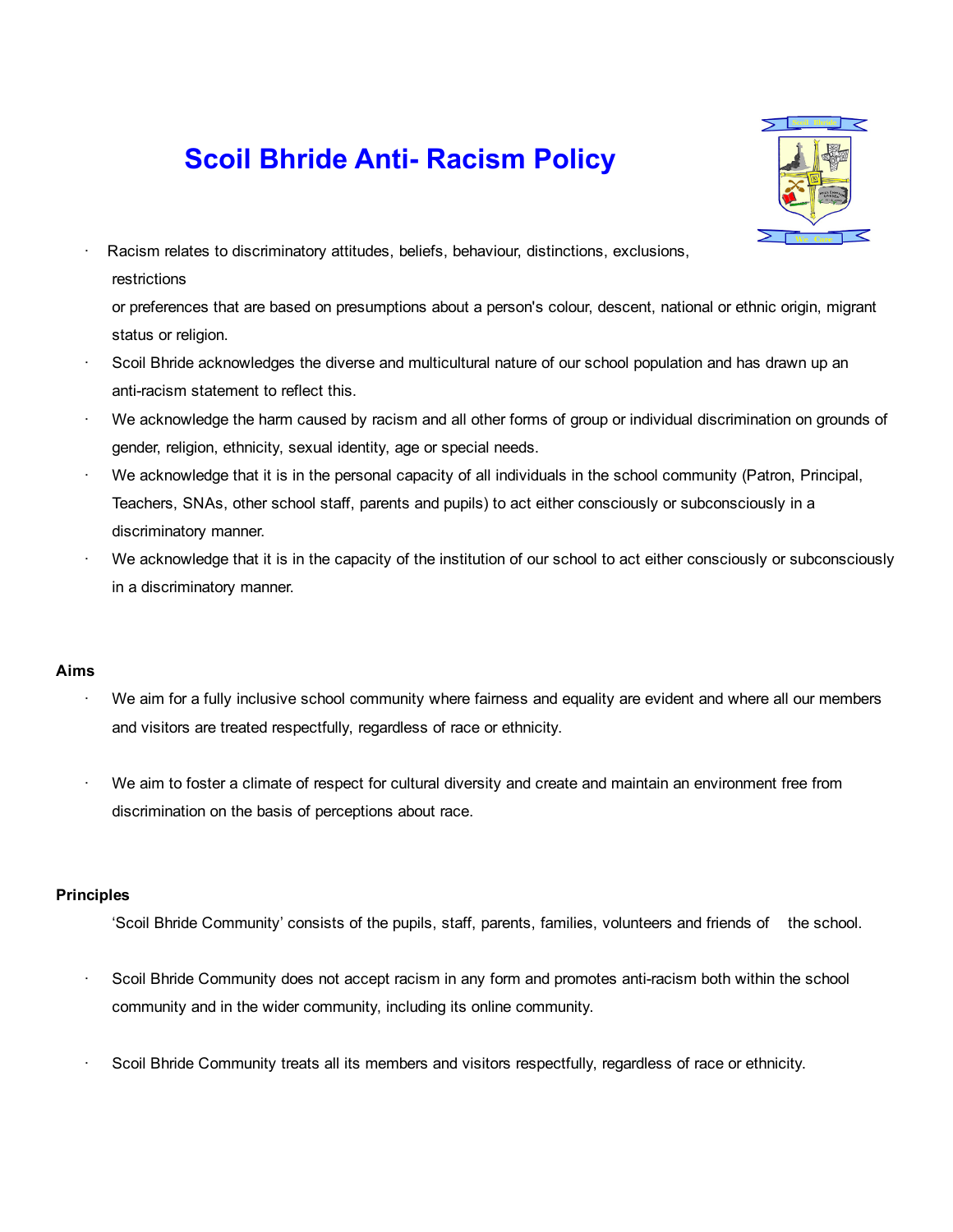# Scoil Bhride Anti- Racism Policy

- Racism relates to discriminatory attitudes, beliefs, behaviour, distinctions, exclusions, restrictions or preferences that are based on presumptions about a person's colour, descent, national or ethnic origin, migrant status or religion.
- Scoil Bhride acknowledges the diverse and multicultural nature of our school population and has drawn up an anti-racism statement to reflect this.
- We acknowledge the harm caused by racism and all other forms of group or individual discrimination on grounds of gender, religion, ethnicity, sexual identity, age or special needs.
- We acknowledge that it is in the personal capacity of all individuals in the school community (Patron, Principal, Teachers, SNAs, other school staff, parents and pupils) to act either consciously or subconsciously in a discriminatory manner.
- We acknowledge that it is in the capacity of the institution of our school to act either consciously or subconsciously in a discriminatory manner.

**Aims**

- We aim for a fully inclusive school community where fairness and equality are evident and where all our members and visitors are treated respectfully, regardless of race or ethnicity.
- We aim to foster a climate of respect for cultural diversity and create and maintain an environment free from discrimination on the basis of perceptions about race.

**Principles**

'Scoil Bhride Community' consists of the pupils, staff, parents, families, volunteers and friends of the school.

- Scoil Bhride Community does not accept racism in any form and promotes anti-racism both within the school community and in the wider community, including its online community.
- Scoil Bhride Community treats all its members and visitors respectfully, regardless of race or ethnicity.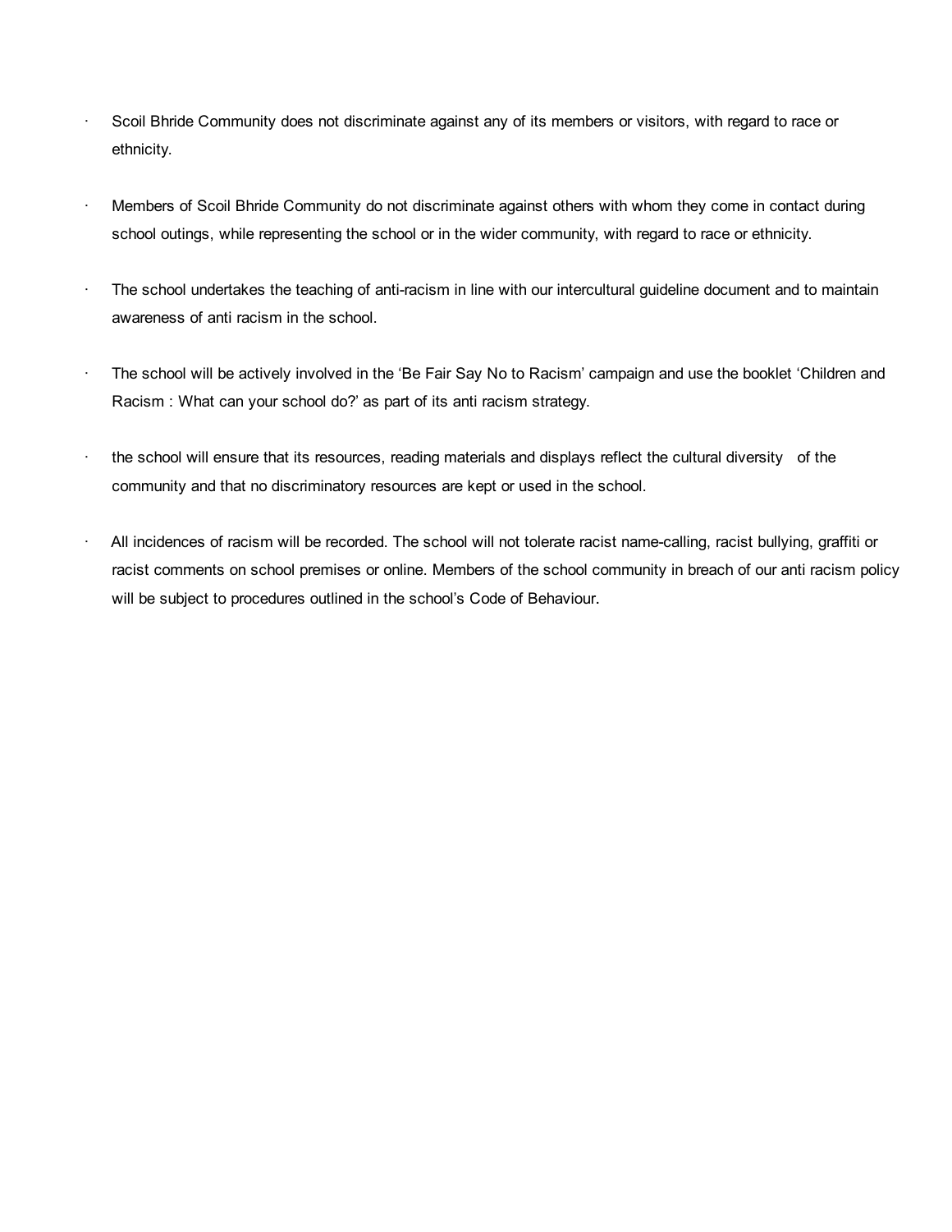- Scoil Bhride Community does not discriminate against any of its members or visitors, with regard to race or ethnicity.

- Members of Scoil Bhride Community do not discriminate against others with whom they come in contact during school outings, while representing the school or in the wider community, with regard to race or ethnicity.

- The school undertakes the teaching of anti-racism in line with our intercultural guideline document and to maintain awareness of anti racism in the school.

- The school will be actively involved in the 'Be Fair Say No to Racism' campaign and use the booklet 'Children and Racism : What can your school do?' as part of its anti racism strategy.

- the school will ensure that its resources, reading materials and displays reflect the cultural diversity of the community and that no discriminatory resources are kept or used in the school.

- All incidences of racism will be recorded. The school will not tolerate racist name-calling, racist bullying, graffiti or racist comments on school premises or online. Members of the school community in breach of our anti racism policy will be subject to procedures outlined in the school's Code of Behaviour.